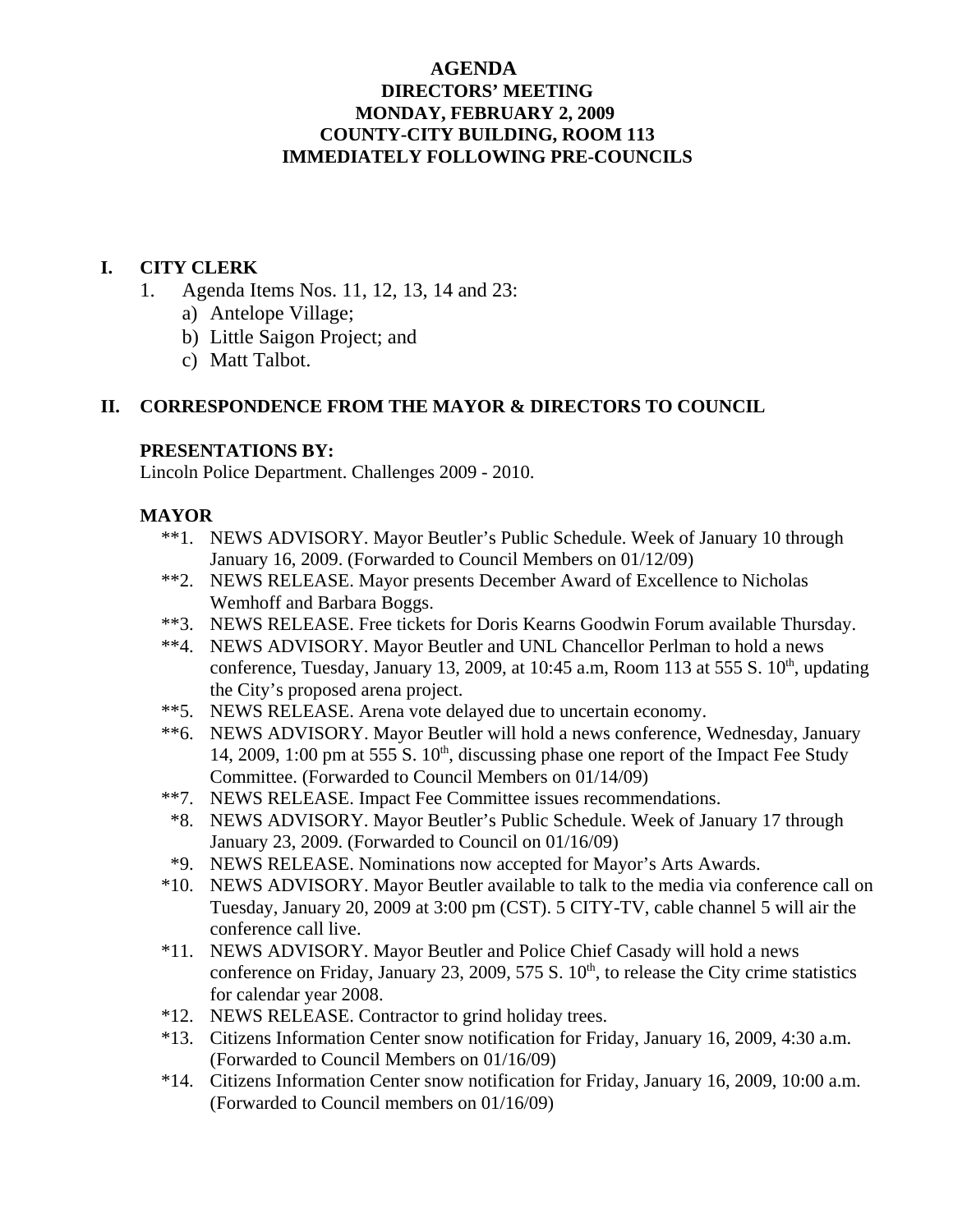# AGENDA
## DIRECTORS' MEETING
## MONDAY, FEBRUARY 2, 2009
## COUNTY-CITY BUILDING, ROOM 113
## IMMEDIATELY FOLLOWING PRE-COUNCILS

## I. CITY CLERK

1. Agenda Items Nos. 11, 12, 13, 14 and 23:
   a) Antelope Village;
   b) Little Saigon Project; and
   c) Matt Talbot.

## II. CORRESPONDENCE FROM THE MAYOR & DIRECTORS TO COUNCIL

### PRESENTATIONS BY:

Lincoln Police Department. Challenges 2009 - 2010.

### MAYOR

**1. NEWS ADVISORY. Mayor Beutler's Public Schedule. Week of January 10 through January 16, 2009. (Forwarded to Council Members on 01/12/09)

**2. NEWS RELEASE. Mayor presents December Award of Excellence to Nicholas Wemhoff and Barbara Boggs.

**3. NEWS RELEASE. Free tickets for Doris Kearns Goodwin Forum available Thursday.

**4. NEWS ADVISORY. Mayor Beutler and UNL Chancellor Perlman to hold a news conference, Tuesday, January 13, 2009, at 10:45 a.m, Room 113 at 555 S. 10th, updating the City's proposed arena project.

**5. NEWS RELEASE. Arena vote delayed due to uncertain economy.

**6. NEWS ADVISORY. Mayor Beutler will hold a news conference, Wednesday, January 14, 2009, 1:00 pm at 555 S. 10th, discussing phase one report of the Impact Fee Study Committee. (Forwarded to Council Members on 01/14/09)

**7. NEWS RELEASE. Impact Fee Committee issues recommendations.

*8. NEWS ADVISORY. Mayor Beutler's Public Schedule. Week of January 17 through January 23, 2009. (Forwarded to Council on 01/16/09)

*9. NEWS RELEASE. Nominations now accepted for Mayor's Arts Awards.

*10. NEWS ADVISORY. Mayor Beutler available to talk to the media via conference call on Tuesday, January 20, 2009 at 3:00 pm (CST). 5 CITY-TV, cable channel 5 will air the conference call live.

*11. NEWS ADVISORY. Mayor Beutler and Police Chief Casady will hold a news conference on Friday, January 23, 2009, 575 S. 10th, to release the City crime statistics for calendar year 2008.

*12. NEWS RELEASE. Contractor to grind holiday trees.

*13. Citizens Information Center snow notification for Friday, January 16, 2009, 4:30 a.m. (Forwarded to Council Members on 01/16/09)

*14. Citizens Information Center snow notification for Friday, January 16, 2009, 10:00 a.m. (Forwarded to Council members on 01/16/09)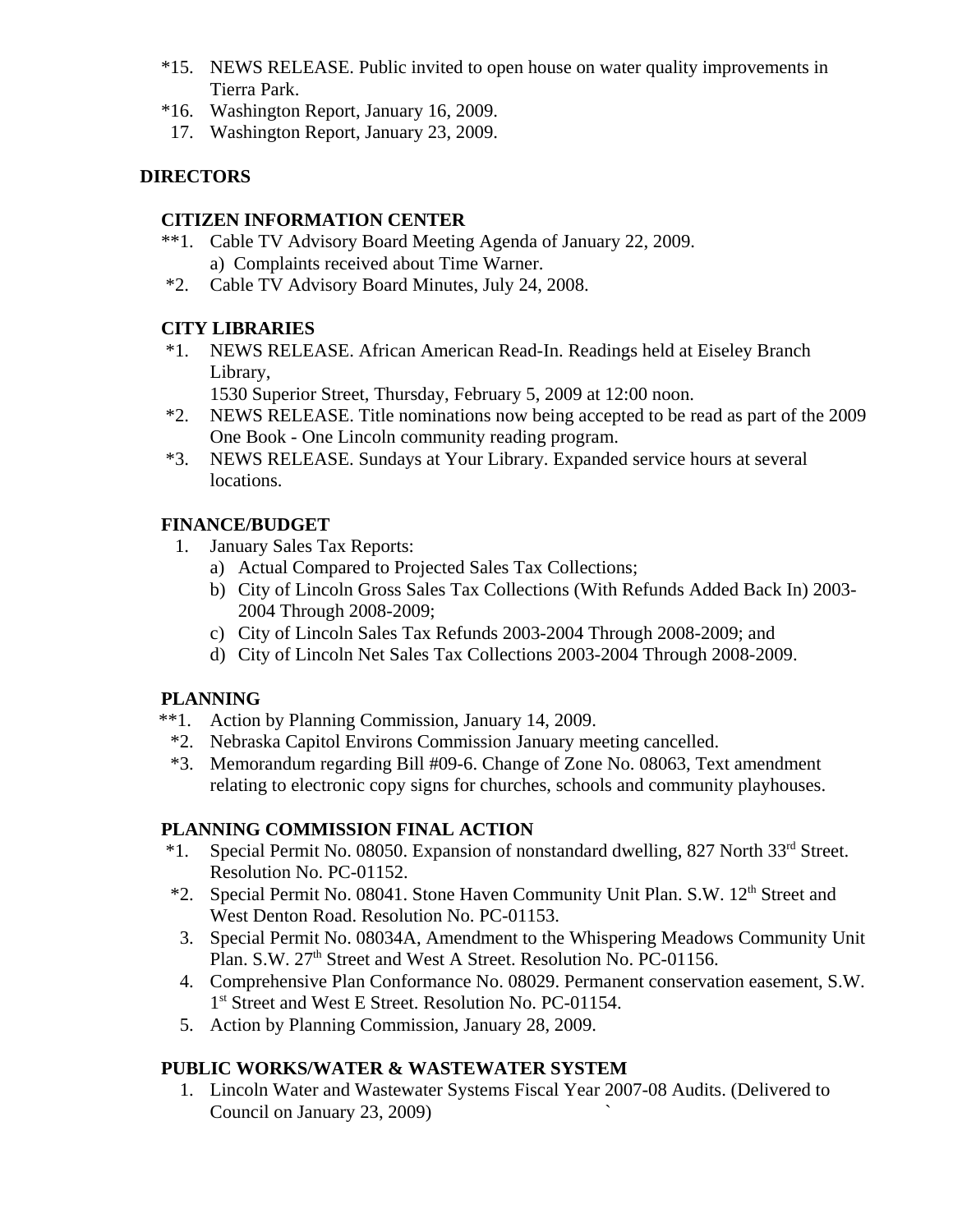*15. NEWS RELEASE. Public invited to open house on water quality improvements in Tierra Park.

*16. Washington Report, January 16, 2009.

17. Washington Report, January 23, 2009.

## DIRECTORS

### CITIZEN INFORMATION CENTER

**1. Cable TV Advisory Board Meeting Agenda of January 22, 2009.
   a) Complaints received about Time Warner.

*2. Cable TV Advisory Board Minutes, July 24, 2008.

### CITY LIBRARIES

*1. NEWS RELEASE. African American Read-In. Readings held at Eiseley Branch Library,
   1530 Superior Street, Thursday, February 5, 2009 at 12:00 noon.

*2. NEWS RELEASE. Title nominations now being accepted to be read as part of the 2009 One Book - One Lincoln community reading program.

*3. NEWS RELEASE. Sundays at Your Library. Expanded service hours at several locations.

### FINANCE/BUDGET

1. January Sales Tax Reports:
   a) Actual Compared to Projected Sales Tax Collections;
   b) City of Lincoln Gross Sales Tax Collections (With Refunds Added Back In) 2003-2004 Through 2008-2009;
   c) City of Lincoln Sales Tax Refunds 2003-2004 Through 2008-2009; and
   d) City of Lincoln Net Sales Tax Collections 2003-2004 Through 2008-2009.

### PLANNING

**1. Action by Planning Commission, January 14, 2009.

*2. Nebraska Capitol Environs Commission January meeting cancelled.

*3. Memorandum regarding Bill #09-6. Change of Zone No. 08063, Text amendment relating to electronic copy signs for churches, schools and community playhouses.

### PLANNING COMMISSION FINAL ACTION

*1. Special Permit No. 08050. Expansion of nonstandard dwelling, 827 North 33rd Street. Resolution No. PC-01152.

*2. Special Permit No. 08041. Stone Haven Community Unit Plan. S.W. 12th Street and West Denton Road. Resolution No. PC-01153.

3. Special Permit No. 08034A, Amendment to the Whispering Meadows Community Unit Plan. S.W. 27th Street and West A Street. Resolution No. PC-01156.

4. Comprehensive Plan Conformance No. 08029. Permanent conservation easement, S.W. 1st Street and West E Street. Resolution No. PC-01154.

5. Action by Planning Commission, January 28, 2009.

### PUBLIC WORKS/WATER & WASTEWATER SYSTEM

1. Lincoln Water and Wastewater Systems Fiscal Year 2007-08 Audits. (Delivered to Council on January 23, 2009)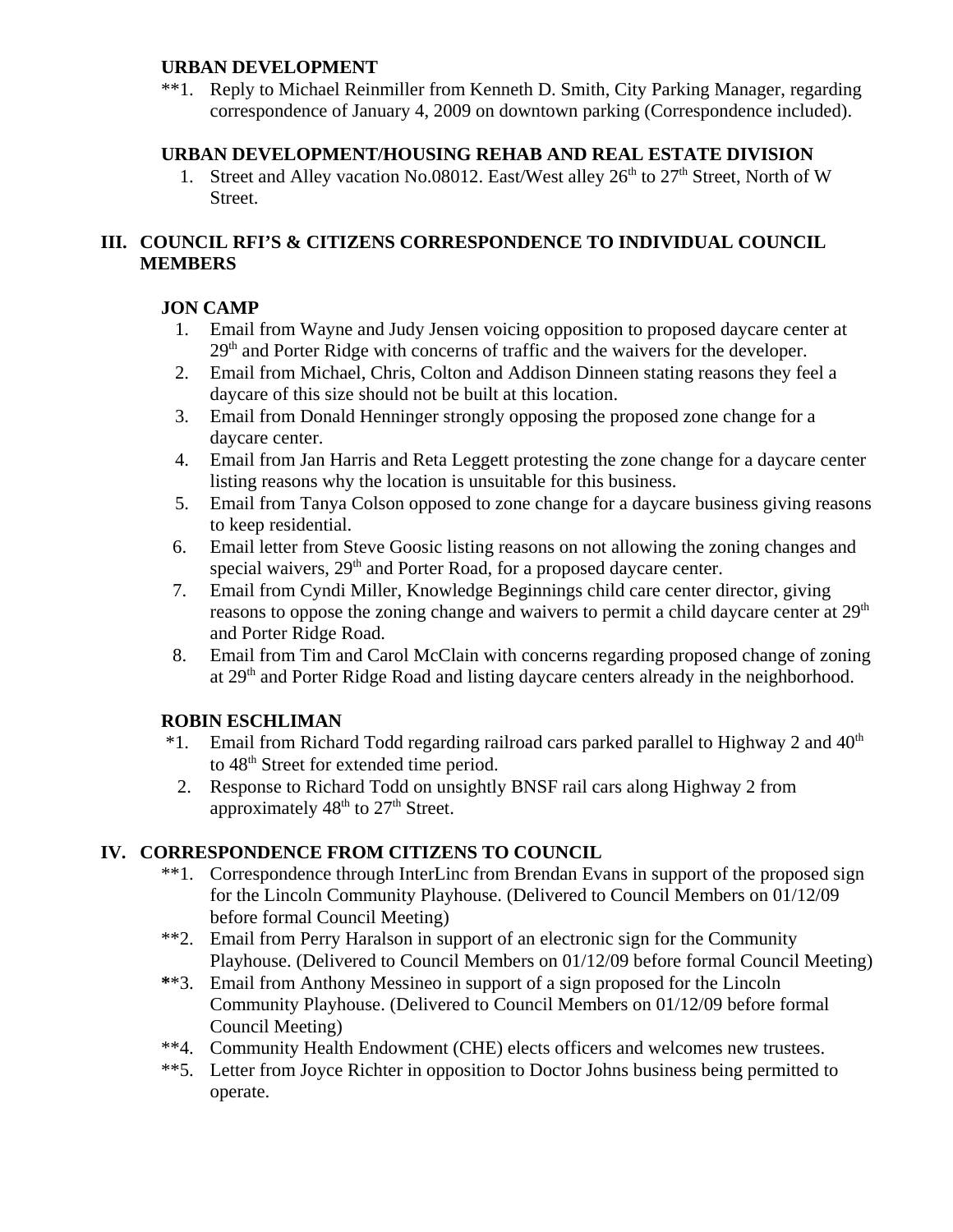**URBAN DEVELOPMENT**

**1. Reply to Michael Reinmiller from Kenneth D. Smith, City Parking Manager, regarding correspondence of January 4, 2009 on downtown parking (Correspondence included).

**URBAN DEVELOPMENT/HOUSING REHAB AND REAL ESTATE DIVISION**

1. Street and Alley vacation No.08012. East/West alley 26th to 27th Street, North of W Street.

## III. COUNCIL RFI'S & CITIZENS CORRESPONDENCE TO INDIVIDUAL COUNCIL MEMBERS

**JON CAMP**

1. Email from Wayne and Judy Jensen voicing opposition to proposed daycare center at 29th and Porter Ridge with concerns of traffic and the waivers for the developer.
2. Email from Michael, Chris, Colton and Addison Dinneen stating reasons they feel a daycare of this size should not be built at this location.
3. Email from Donald Henninger strongly opposing the proposed zone change for a daycare center.
4. Email from Jan Harris and Reta Leggett protesting the zone change for a daycare center listing reasons why the location is unsuitable for this business.
5. Email from Tanya Colson opposed to zone change for a daycare business giving reasons to keep residential.
6. Email letter from Steve Goosic listing reasons on not allowing the zoning changes and special waivers, 29th and Porter Road, for a proposed daycare center.
7. Email from Cyndi Miller, Knowledge Beginnings child care center director, giving reasons to oppose the zoning change and waivers to permit a child daycare center at 29th and Porter Ridge Road.
8. Email from Tim and Carol McClain with concerns regarding proposed change of zoning at 29th and Porter Ridge Road and listing daycare centers already in the neighborhood.

**ROBIN ESCHLIMAN**

*1. Email from Richard Todd regarding railroad cars parked parallel to Highway 2 and 40th to 48th Street for extended time period.

2. Response to Richard Todd on unsightly BNSF rail cars along Highway 2 from approximately 48th to 27th Street.

## IV. CORRESPONDENCE FROM CITIZENS TO COUNCIL

**1. Correspondence through InterLinc from Brendan Evans in support of the proposed sign for the Lincoln Community Playhouse. (Delivered to Council Members on 01/12/09 before formal Council Meeting)

**2. Email from Perry Haralson in support of an electronic sign for the Community Playhouse. (Delivered to Council Members on 01/12/09 before formal Council Meeting)

**3. Email from Anthony Messineo in support of a sign proposed for the Lincoln Community Playhouse. (Delivered to Council Members on 01/12/09 before formal Council Meeting)

**4. Community Health Endowment (CHE) elects officers and welcomes new trustees.

**5. Letter from Joyce Richter in opposition to Doctor Johns business being permitted to operate.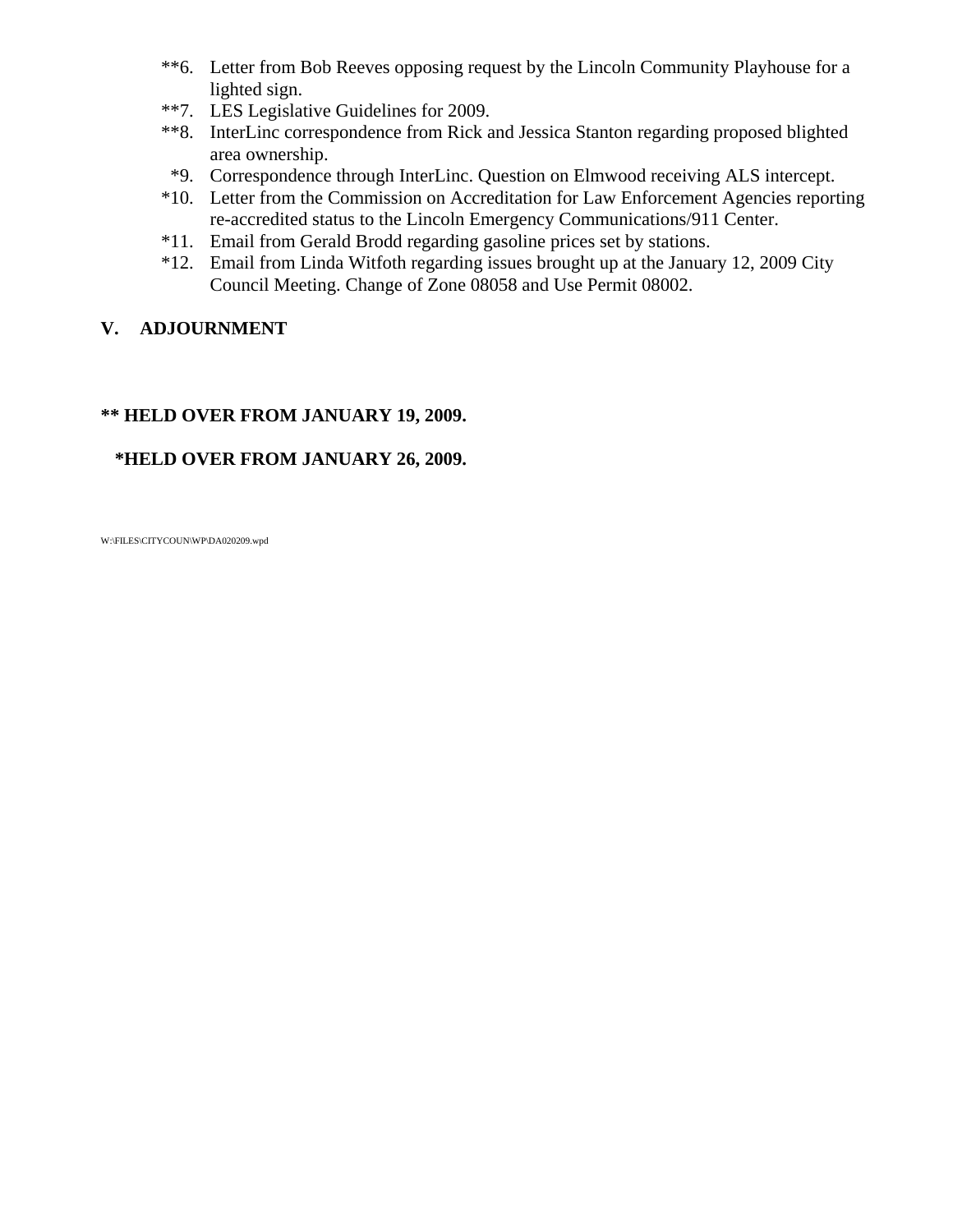**6. Letter from Bob Reeves opposing request by the Lincoln Community Playhouse for a lighted sign.
**7. LES Legislative Guidelines for 2009.
**8. InterLinc correspondence from Rick and Jessica Stanton regarding proposed blighted area ownership.
*9. Correspondence through InterLinc. Question on Elmwood receiving ALS intercept.
*10. Letter from the Commission on Accreditation for Law Enforcement Agencies reporting re-accredited status to the Lincoln Emergency Communications/911 Center.
*11. Email from Gerald Brodd regarding gasoline prices set by stations.
*12. Email from Linda Witfoth regarding issues brought up at the January 12, 2009 City Council Meeting. Change of Zone 08058 and Use Permit 08002.

## V. ADJOURNMENT

**** HELD OVER FROM JANUARY 19, 2009.**

***HELD OVER FROM JANUARY 26, 2009.**

W:\FILES\CITYCOUN\WP\DA020209.wpd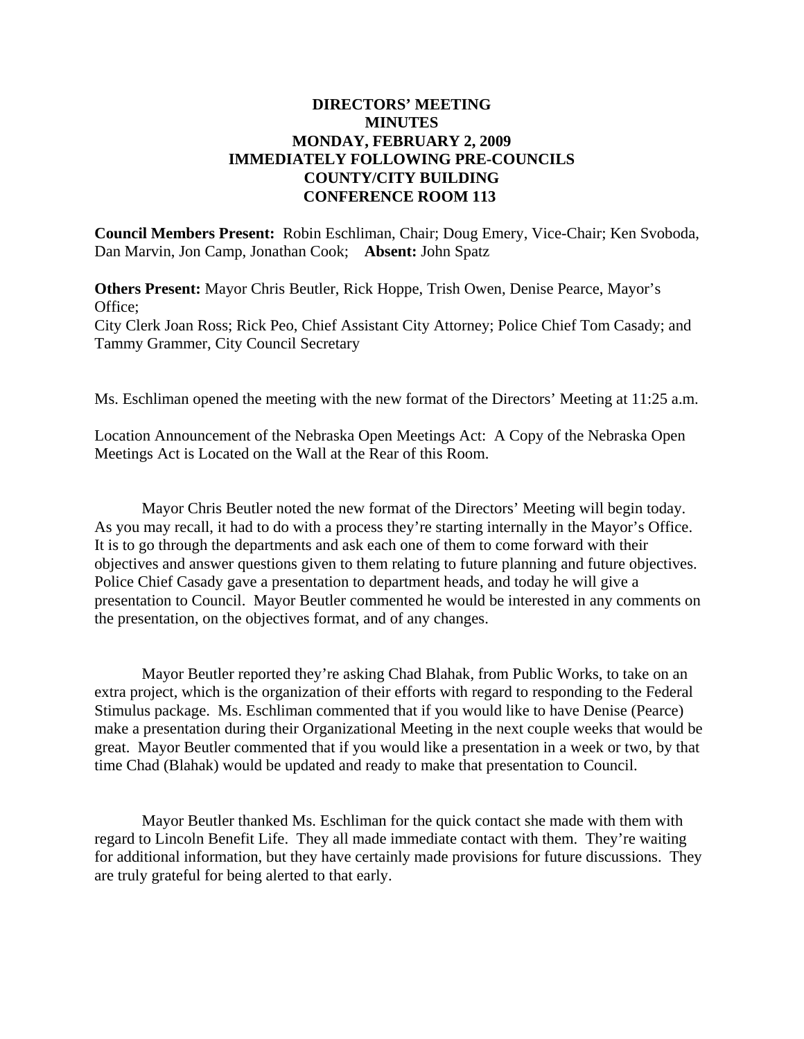**DIRECTORS' MEETING**
**MINUTES**
**MONDAY, FEBRUARY 2, 2009**
**IMMEDIATELY FOLLOWING PRE-COUNCILS**
**COUNTY/CITY BUILDING**
**CONFERENCE ROOM 113**

**Council Members Present:** Robin Eschliman, Chair; Doug Emery, Vice-Chair; Ken Svoboda, Dan Marvin, Jon Camp, Jonathan Cook; **Absent:** John Spatz

**Others Present:** Mayor Chris Beutler, Rick Hoppe, Trish Owen, Denise Pearce, Mayor's Office;
City Clerk Joan Ross; Rick Peo, Chief Assistant City Attorney; Police Chief Tom Casady; and Tammy Grammer, City Council Secretary

Ms. Eschliman opened the meeting with the new format of the Directors' Meeting at 11:25 a.m.

Location Announcement of the Nebraska Open Meetings Act: A Copy of the Nebraska Open Meetings Act is Located on the Wall at the Rear of this Room.

Mayor Chris Beutler noted the new format of the Directors' Meeting will begin today. As you may recall, it had to do with a process they're starting internally in the Mayor's Office. It is to go through the departments and ask each one of them to come forward with their objectives and answer questions given to them relating to future planning and future objectives. Police Chief Casady gave a presentation to department heads, and today he will give a presentation to Council. Mayor Beutler commented he would be interested in any comments on the presentation, on the objectives format, and of any changes.

Mayor Beutler reported they're asking Chad Blahak, from Public Works, to take on an extra project, which is the organization of their efforts with regard to responding to the Federal Stimulus package. Ms. Eschliman commented that if you would like to have Denise (Pearce) make a presentation during their Organizational Meeting in the next couple weeks that would be great. Mayor Beutler commented that if you would like a presentation in a week or two, by that time Chad (Blahak) would be updated and ready to make that presentation to Council.

Mayor Beutler thanked Ms. Eschliman for the quick contact she made with them with regard to Lincoln Benefit Life. They all made immediate contact with them. They're waiting for additional information, but they have certainly made provisions for future discussions. They are truly grateful for being alerted to that early.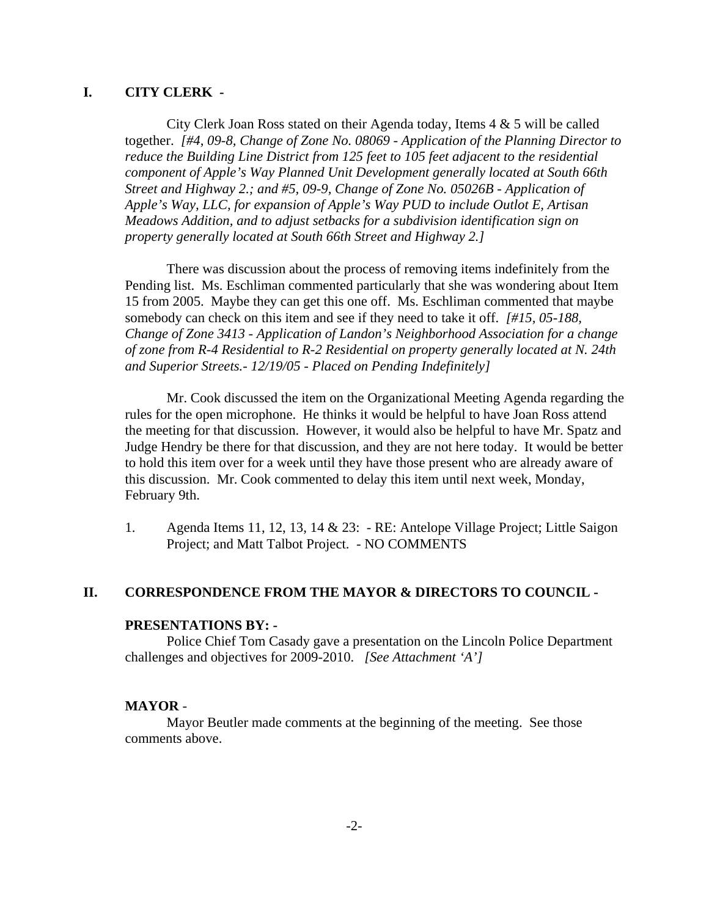## I. CITY CLERK -

City Clerk Joan Ross stated on their Agenda today, Items 4 & 5 will be called together. *[#4, 09-8, Change of Zone No. 08069 - Application of the Planning Director to reduce the Building Line District from 125 feet to 105 feet adjacent to the residential component of Apple's Way Planned Unit Development generally located at South 66th Street and Highway 2.; and #5, 09-9, Change of Zone No. 05026B - Application of Apple's Way, LLC, for expansion of Apple's Way PUD to include Outlot E, Artisan Meadows Addition, and to adjust setbacks for a subdivision identification sign on property generally located at South 66th Street and Highway 2.]*

There was discussion about the process of removing items indefinitely from the Pending list. Ms. Eschliman commented particularly that she was wondering about Item 15 from 2005. Maybe they can get this one off. Ms. Eschliman commented that maybe somebody can check on this item and see if they need to take it off. *[#15, 05-188, Change of Zone 3413 - Application of Landon's Neighborhood Association for a change of zone from R-4 Residential to R-2 Residential on property generally located at N. 24th and Superior Streets.- 12/19/05 - Placed on Pending Indefinitely]*

Mr. Cook discussed the item on the Organizational Meeting Agenda regarding the rules for the open microphone. He thinks it would be helpful to have Joan Ross attend the meeting for that discussion. However, it would also be helpful to have Mr. Spatz and Judge Hendry be there for that discussion, and they are not here today. It would be better to hold this item over for a week until they have those present who are already aware of this discussion. Mr. Cook commented to delay this item until next week, Monday, February 9th.

1. Agenda Items 11, 12, 13, 14 & 23: - RE: Antelope Village Project; Little Saigon Project; and Matt Talbot Project. - NO COMMENTS

## II. CORRESPONDENCE FROM THE MAYOR & DIRECTORS TO COUNCIL -

**PRESENTATIONS BY: -**

Police Chief Tom Casady gave a presentation on the Lincoln Police Department challenges and objectives for 2009-2010. *[See Attachment 'A']*

**MAYOR** -

Mayor Beutler made comments at the beginning of the meeting. See those comments above.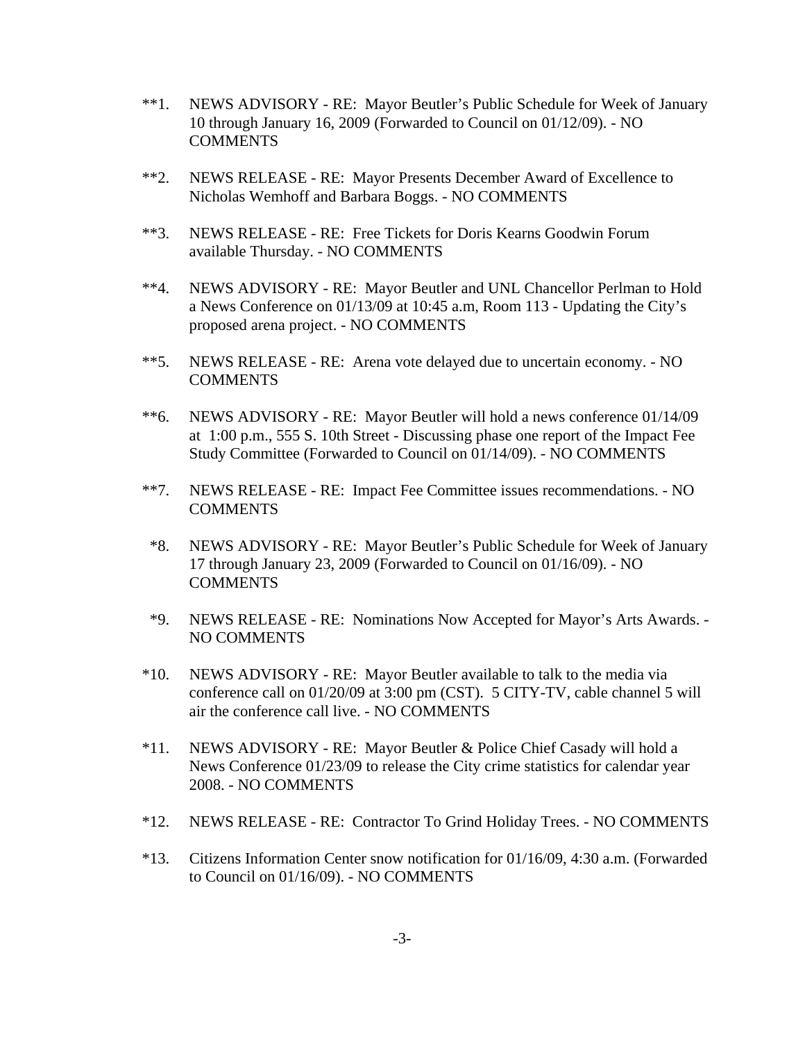**1. NEWS ADVISORY - RE: Mayor Beutler's Public Schedule for Week of January 10 through January 16, 2009 (Forwarded to Council on 01/12/09). - NO COMMENTS

**2. NEWS RELEASE - RE: Mayor Presents December Award of Excellence to Nicholas Wemhoff and Barbara Boggs. - NO COMMENTS

**3. NEWS RELEASE - RE: Free Tickets for Doris Kearns Goodwin Forum available Thursday. - NO COMMENTS

**4. NEWS ADVISORY - RE: Mayor Beutler and UNL Chancellor Perlman to Hold a News Conference on 01/13/09 at 10:45 a.m, Room 113 - Updating the City's proposed arena project. - NO COMMENTS

**5. NEWS RELEASE - RE: Arena vote delayed due to uncertain economy. - NO COMMENTS

**6. NEWS ADVISORY - RE: Mayor Beutler will hold a news conference 01/14/09 at 1:00 p.m., 555 S. 10th Street - Discussing phase one report of the Impact Fee Study Committee (Forwarded to Council on 01/14/09). - NO COMMENTS

**7. NEWS RELEASE - RE: Impact Fee Committee issues recommendations. - NO COMMENTS

*8. NEWS ADVISORY - RE: Mayor Beutler's Public Schedule for Week of January 17 through January 23, 2009 (Forwarded to Council on 01/16/09). - NO COMMENTS

*9. NEWS RELEASE - RE: Nominations Now Accepted for Mayor's Arts Awards. - NO COMMENTS

*10. NEWS ADVISORY - RE: Mayor Beutler available to talk to the media via conference call on 01/20/09 at 3:00 pm (CST). 5 CITY-TV, cable channel 5 will air the conference call live. - NO COMMENTS

*11. NEWS ADVISORY - RE: Mayor Beutler & Police Chief Casady will hold a News Conference 01/23/09 to release the City crime statistics for calendar year 2008. - NO COMMENTS

*12. NEWS RELEASE - RE: Contractor To Grind Holiday Trees. - NO COMMENTS

*13. Citizens Information Center snow notification for 01/16/09, 4:30 a.m. (Forwarded to Council on 01/16/09). - NO COMMENTS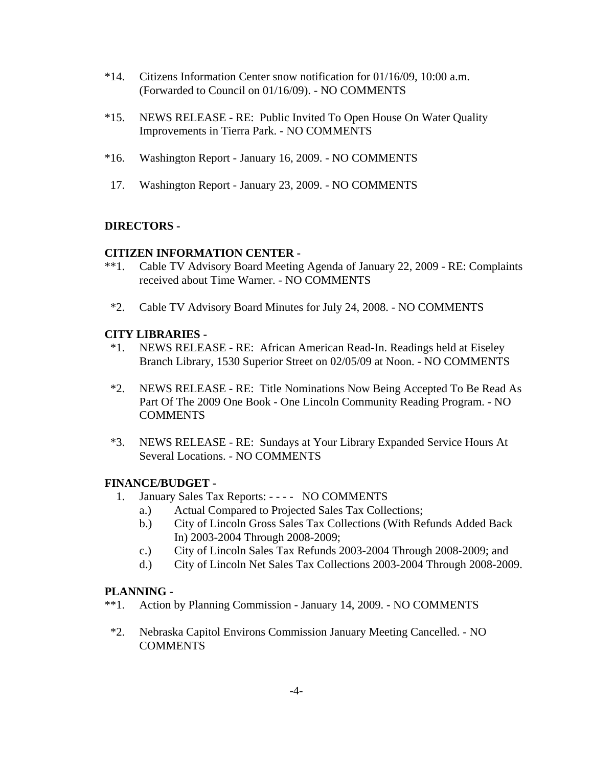*14. Citizens Information Center snow notification for 01/16/09, 10:00 a.m. (Forwarded to Council on 01/16/09). - NO COMMENTS

*15. NEWS RELEASE - RE: Public Invited To Open House On Water Quality Improvements in Tierra Park. - NO COMMENTS

*16. Washington Report - January 16, 2009. - NO COMMENTS

17. Washington Report - January 23, 2009. - NO COMMENTS

**DIRECTORS -**

**CITIZEN INFORMATION CENTER -**

**1. Cable TV Advisory Board Meeting Agenda of January 22, 2009 - RE: Complaints received about Time Warner. - NO COMMENTS

*2. Cable TV Advisory Board Minutes for July 24, 2008. - NO COMMENTS

**CITY LIBRARIES -**

*1. NEWS RELEASE - RE: African American Read-In. Readings held at Eiseley Branch Library, 1530 Superior Street on 02/05/09 at Noon. - NO COMMENTS

*2. NEWS RELEASE - RE: Title Nominations Now Being Accepted To Be Read As Part Of The 2009 One Book - One Lincoln Community Reading Program. - NO COMMENTS

*3. NEWS RELEASE - RE: Sundays at Your Library Expanded Service Hours At Several Locations. - NO COMMENTS

**FINANCE/BUDGET -**

1. January Sales Tax Reports: - - - - NO COMMENTS
   a.) Actual Compared to Projected Sales Tax Collections;
   b.) City of Lincoln Gross Sales Tax Collections (With Refunds Added Back In) 2003-2004 Through 2008-2009;
   c.) City of Lincoln Sales Tax Refunds 2003-2004 Through 2008-2009; and
   d.) City of Lincoln Net Sales Tax Collections 2003-2004 Through 2008-2009.

**PLANNING -**

**1. Action by Planning Commission - January 14, 2009. - NO COMMENTS

*2. Nebraska Capitol Environs Commission January Meeting Cancelled. - NO COMMENTS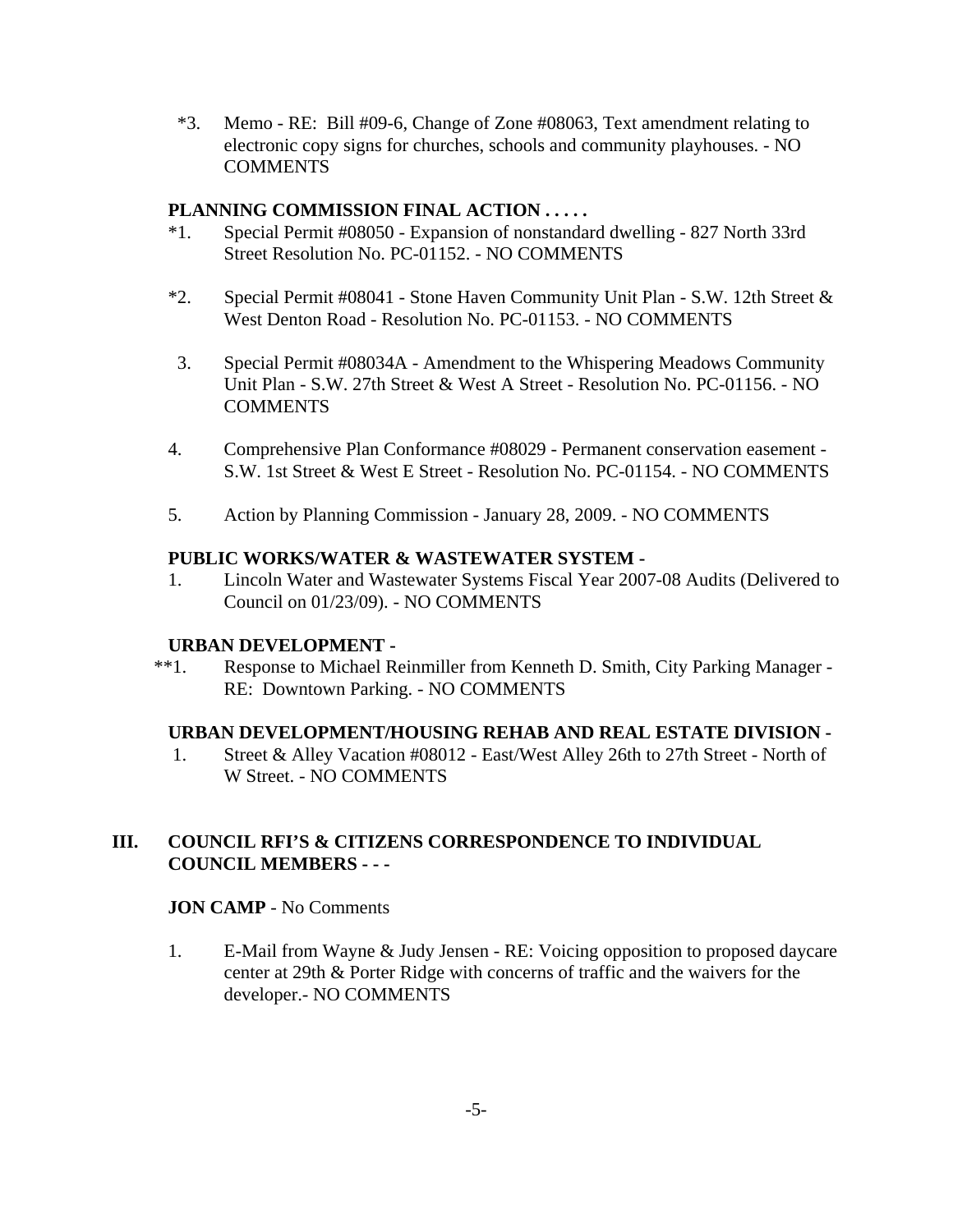*3. Memo - RE: Bill #09-6, Change of Zone #08063, Text amendment relating to electronic copy signs for churches, schools and community playhouses. - NO COMMENTS

**PLANNING COMMISSION FINAL ACTION . . . . .**

*1. Special Permit #08050 - Expansion of nonstandard dwelling - 827 North 33rd Street Resolution No. PC-01152. - NO COMMENTS

*2. Special Permit #08041 - Stone Haven Community Unit Plan - S.W. 12th Street & West Denton Road - Resolution No. PC-01153. - NO COMMENTS

3. Special Permit #08034A - Amendment to the Whispering Meadows Community Unit Plan - S.W. 27th Street & West A Street - Resolution No. PC-01156. - NO COMMENTS

4. Comprehensive Plan Conformance #08029 - Permanent conservation easement - S.W. 1st Street & West E Street - Resolution No. PC-01154. - NO COMMENTS

5. Action by Planning Commission - January 28, 2009. - NO COMMENTS

**PUBLIC WORKS/WATER & WASTEWATER SYSTEM -**

1. Lincoln Water and Wastewater Systems Fiscal Year 2007-08 Audits (Delivered to Council on 01/23/09). - NO COMMENTS

**URBAN DEVELOPMENT -**

**1. Response to Michael Reinmiller from Kenneth D. Smith, City Parking Manager - RE: Downtown Parking. - NO COMMENTS

**URBAN DEVELOPMENT/HOUSING REHAB AND REAL ESTATE DIVISION -**

1. Street & Alley Vacation #08012 - East/West Alley 26th to 27th Street - North of W Street. - NO COMMENTS

## III. COUNCIL RFI'S & CITIZENS CORRESPONDENCE TO INDIVIDUAL COUNCIL MEMBERS - - -

**JON CAMP** - No Comments

1. E-Mail from Wayne & Judy Jensen - RE: Voicing opposition to proposed daycare center at 29th & Porter Ridge with concerns of traffic and the waivers for the developer.- NO COMMENTS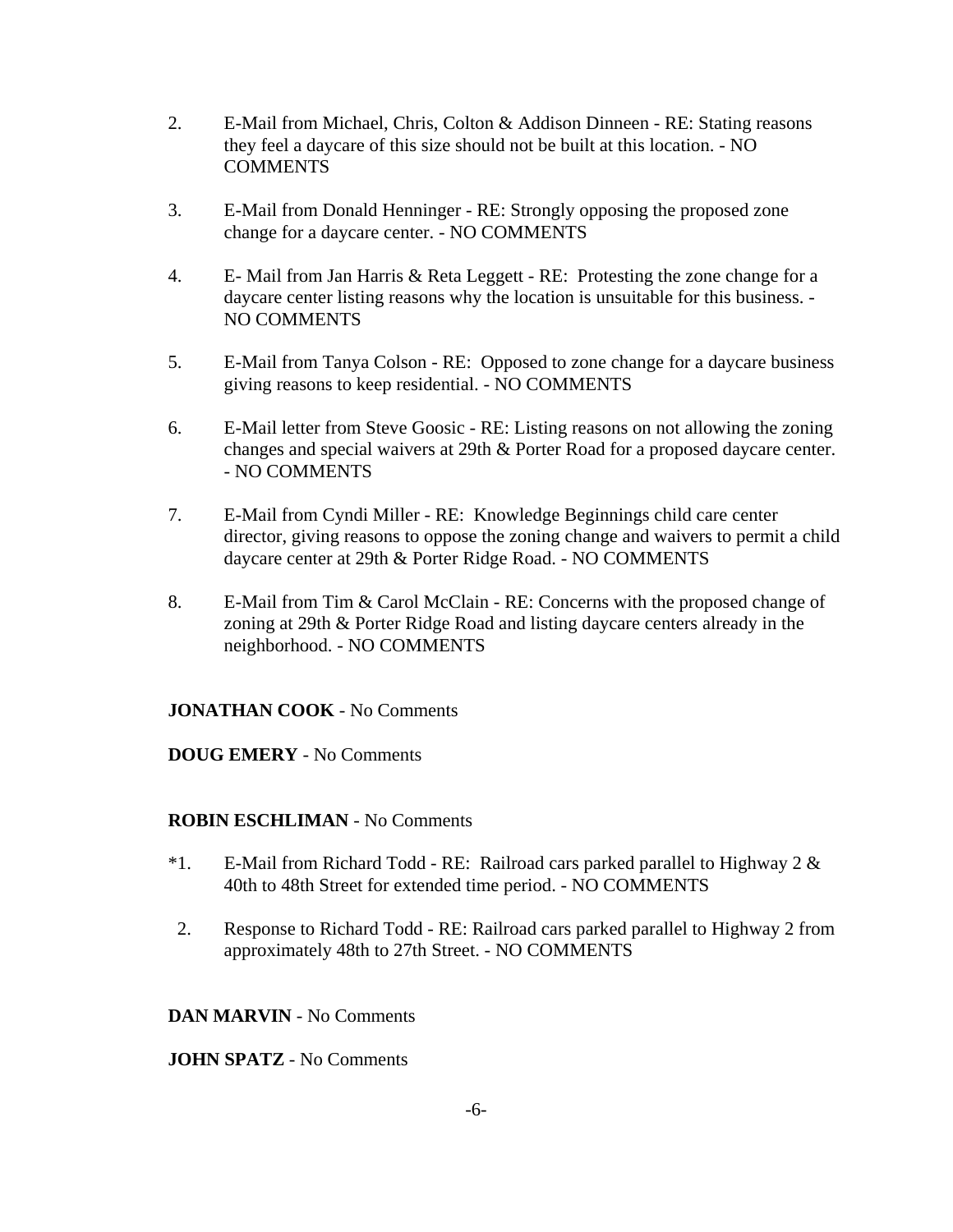2. E-Mail from Michael, Chris, Colton & Addison Dinneen - RE: Stating reasons they feel a daycare of this size should not be built at this location. - NO COMMENTS

3. E-Mail from Donald Henninger - RE: Strongly opposing the proposed zone change for a daycare center. - NO COMMENTS

4. E- Mail from Jan Harris & Reta Leggett - RE: Protesting the zone change for a daycare center listing reasons why the location is unsuitable for this business. - NO COMMENTS

5. E-Mail from Tanya Colson - RE: Opposed to zone change for a daycare business giving reasons to keep residential. - NO COMMENTS

6. E-Mail letter from Steve Goosic - RE: Listing reasons on not allowing the zoning changes and special waivers at 29th & Porter Road for a proposed daycare center. - NO COMMENTS

7. E-Mail from Cyndi Miller - RE: Knowledge Beginnings child care center director, giving reasons to oppose the zoning change and waivers to permit a child daycare center at 29th & Porter Ridge Road. - NO COMMENTS

8. E-Mail from Tim & Carol McClain - RE: Concerns with the proposed change of zoning at 29th & Porter Ridge Road and listing daycare centers already in the neighborhood. - NO COMMENTS

**JONATHAN COOK** - No Comments

**DOUG EMERY** - No Comments

**ROBIN ESCHLIMAN** - No Comments

*1. E-Mail from Richard Todd - RE: Railroad cars parked parallel to Highway 2 & 40th to 48th Street for extended time period. - NO COMMENTS

2. Response to Richard Todd - RE: Railroad cars parked parallel to Highway 2 from approximately 48th to 27th Street. - NO COMMENTS

**DAN MARVIN** - No Comments

**JOHN SPATZ** - No Comments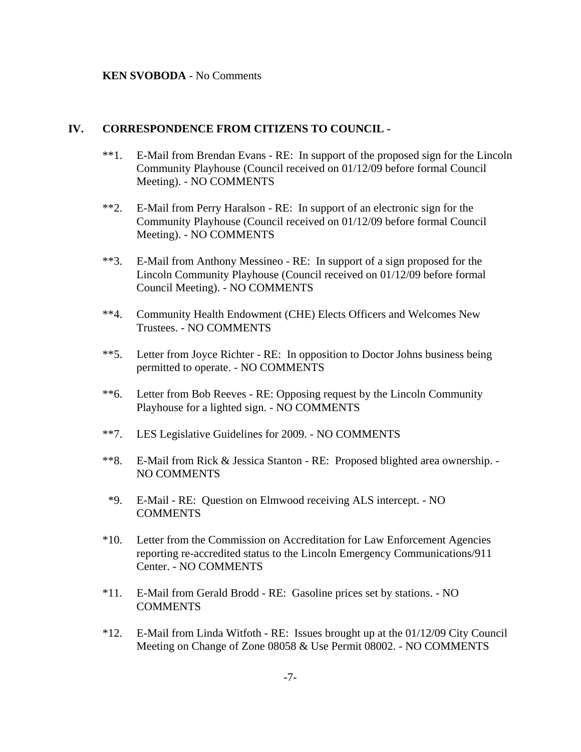**KEN SVOBODA** - No Comments

## IV. CORRESPONDENCE FROM CITIZENS TO COUNCIL -

**1. E-Mail from Brendan Evans - RE: In support of the proposed sign for the Lincoln Community Playhouse (Council received on 01/12/09 before formal Council Meeting). - NO COMMENTS

**2. E-Mail from Perry Haralson - RE: In support of an electronic sign for the Community Playhouse (Council received on 01/12/09 before formal Council Meeting). - NO COMMENTS

**3. E-Mail from Anthony Messineo - RE: In support of a sign proposed for the Lincoln Community Playhouse (Council received on 01/12/09 before formal Council Meeting). - NO COMMENTS

**4. Community Health Endowment (CHE) Elects Officers and Welcomes New Trustees. - NO COMMENTS

**5. Letter from Joyce Richter - RE: In opposition to Doctor Johns business being permitted to operate. - NO COMMENTS

**6. Letter from Bob Reeves - RE: Opposing request by the Lincoln Community Playhouse for a lighted sign. - NO COMMENTS

**7. LES Legislative Guidelines for 2009. - NO COMMENTS

**8. E-Mail from Rick & Jessica Stanton - RE: Proposed blighted area ownership. - NO COMMENTS

*9. E-Mail - RE: Question on Elmwood receiving ALS intercept. - NO COMMENTS

*10. Letter from the Commission on Accreditation for Law Enforcement Agencies reporting re-accredited status to the Lincoln Emergency Communications/911 Center. - NO COMMENTS

*11. E-Mail from Gerald Brodd - RE: Gasoline prices set by stations. - NO COMMENTS

*12. E-Mail from Linda Witfoth - RE: Issues brought up at the 01/12/09 City Council Meeting on Change of Zone 08058 & Use Permit 08002. - NO COMMENTS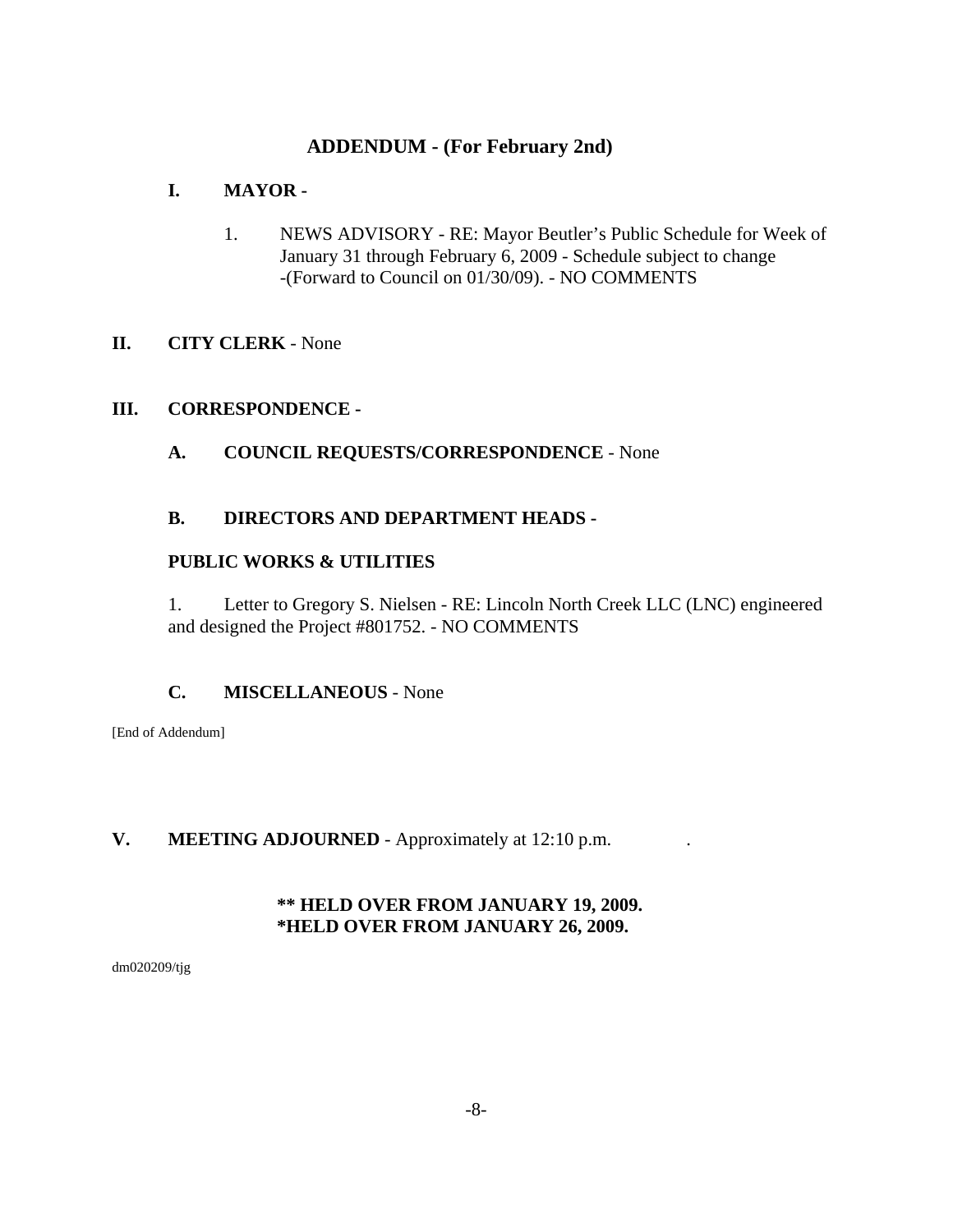## ADDENDUM - (For February 2nd)

**I. MAYOR -**

1. NEWS ADVISORY - RE: Mayor Beutler's Public Schedule for Week of January 31 through February 6, 2009 - Schedule subject to change -(Forward to Council on 01/30/09). - NO COMMENTS

**II. CITY CLERK** - None

**III. CORRESPONDENCE -**

**A. COUNCIL REQUESTS/CORRESPONDENCE** - None

**B. DIRECTORS AND DEPARTMENT HEADS -**

**PUBLIC WORKS & UTILITIES**

1. Letter to Gregory S. Nielsen - RE: Lincoln North Creek LLC (LNC) engineered and designed the Project #801752. - NO COMMENTS

**C. MISCELLANEOUS** - None

[End of Addendum]

**V. MEETING ADJOURNED** - Approximately at 12:10 p.m. .

**\*\* HELD OVER FROM JANUARY 19, 2009.**
**\*HELD OVER FROM JANUARY 26, 2009.**

dm020209/tjg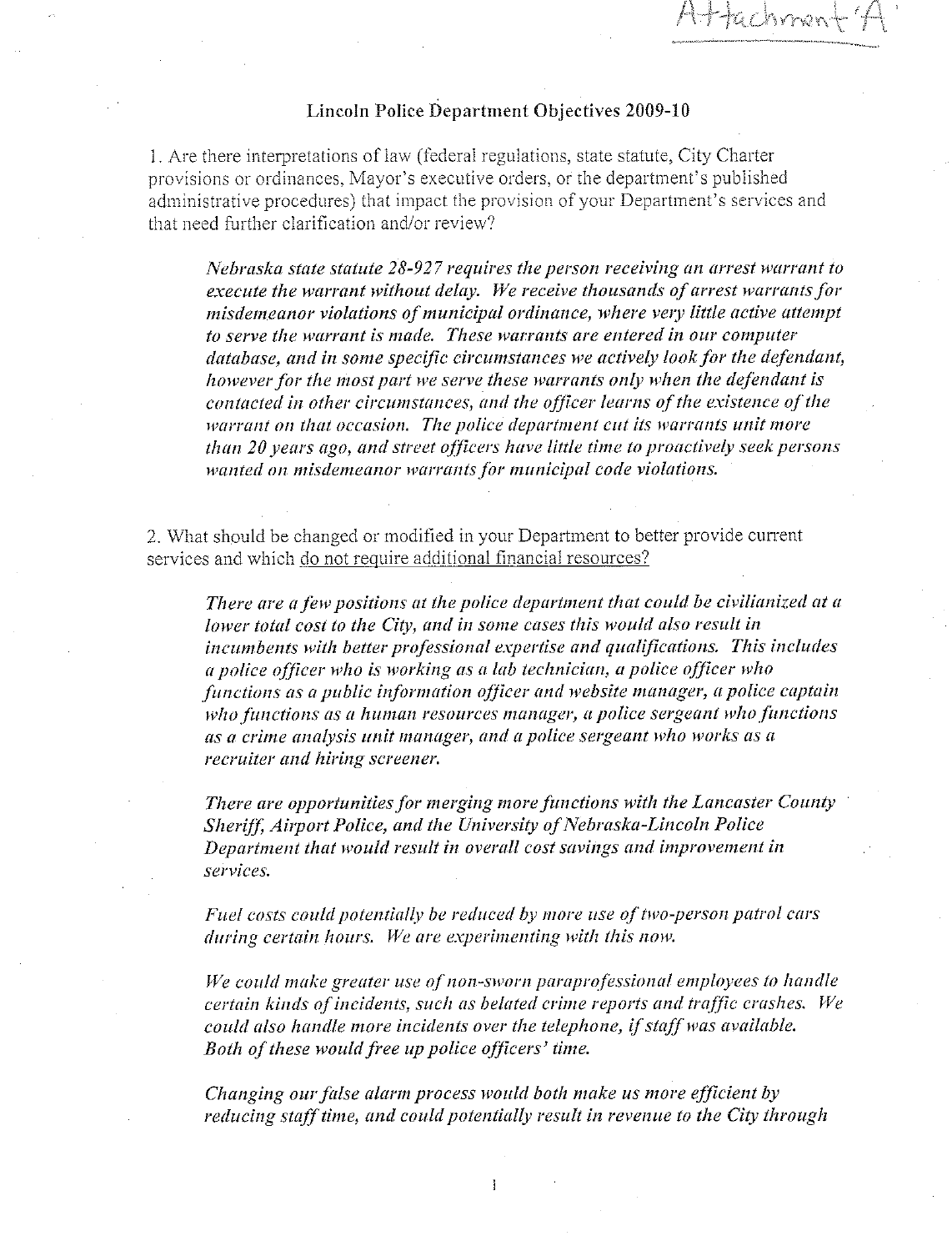Attachment 'A'

## Lincoln Police Department Objectives 2009-10

1. Are there interpretations of law (federal regulations, state statute, City Charter provisions or ordinances, Mayor's executive orders, or the department's published administrative procedures) that impact the provision of your Department's services and that need further clarification and/or review?

   *Nebraska state statute 28-927 requires the person receiving an arrest warrant to execute the warrant without delay. We receive thousands of arrest warrants for misdemeanor violations of municipal ordinance, where very little active attempt to serve the warrant is made. These warrants are entered in our computer database, and in some specific circumstances we actively look for the defendant, however for the most part we serve these warrants only when the defendant is contacted in other circumstances, and the officer learns of the existence of the warrant on that occasion. The police department cut its warrants unit more than 20 years ago, and street officers have little time to proactively seek persons wanted on misdemeanor warrants for municipal code violations.*

2. What should be changed or modified in your Department to better provide current services and which do not require additional financial resources?

   *There are a few positions at the police department that could be civilianized at a lower total cost to the City, and in some cases this would also result in incumbents with better professional expertise and qualifications. This includes a police officer who is working as a lab technician, a police officer who functions as a public information officer and website manager, a police captain who functions as a human resources manager, a police sergeant who functions as a crime analysis unit manager, and a police sergeant who works as a recruiter and hiring screener.*

   *There are opportunities for merging more functions with the Lancaster County Sheriff, Airport Police, and the University of Nebraska-Lincoln Police Department that would result in overall cost savings and improvement in services.*

   *Fuel costs could potentially be reduced by more use of two-person patrol cars during certain hours. We are experimenting with this now.*

   *We could make greater use of non-sworn paraprofessional employees to handle certain kinds of incidents, such as belated crime reports and traffic crashes. We could also handle more incidents over the telephone, if staff was available. Both of these would free up police officers' time.*

   *Changing our false alarm process would both make us more efficient by reducing staff time, and could potentially result in revenue to the City through*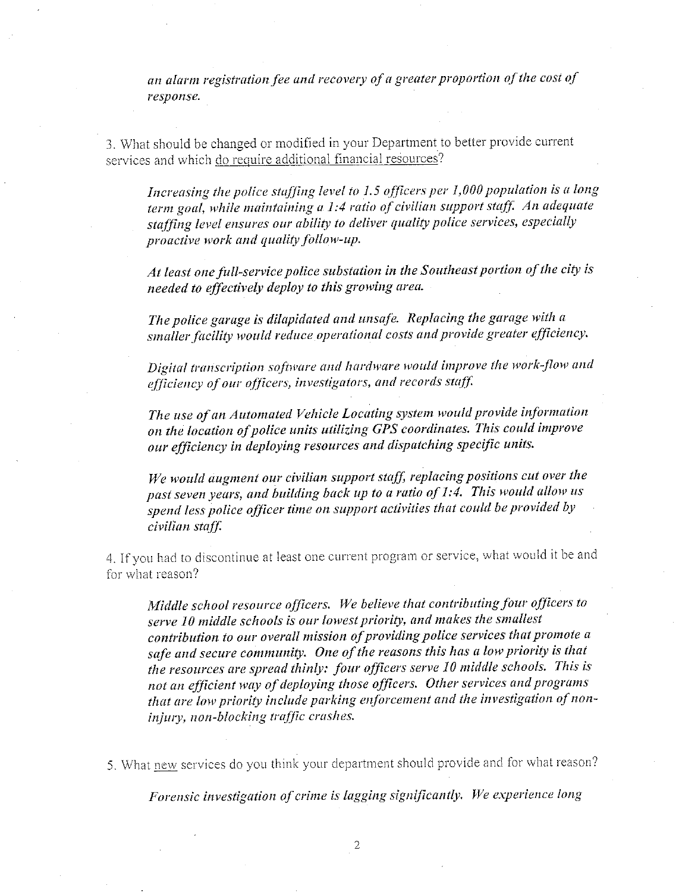*an alarm registration fee and recovery of a greater proportion of the cost of response.*

3. What should be changed or modified in your Department to better provide current services and which do require additional financial resources?

*Increasing the police staffing level to 1.5 officers per 1,000 population is a long term goal, while maintaining a 1:4 ratio of civilian support staff. An adequate staffing level ensures our ability to deliver quality police services, especially proactive work and quality follow-up.*

*At least one full-service police substation in the Southeast portion of the city is needed to effectively deploy to this growing area.*

*The police garage is dilapidated and unsafe. Replacing the garage with a smaller facility would reduce operational costs and provide greater efficiency.*

*Digital transcription software and hardware would improve the work-flow and efficiency of our officers, investigators, and records staff.*

*The use of an Automated Vehicle Locating system would provide information on the location of police units utilizing GPS coordinates. This could improve our efficiency in deploying resources and dispatching specific units.*

*We would augment our civilian support staff, replacing positions cut over the past seven years, and building back up to a ratio of 1:4. This would allow us spend less police officer time on support activities that could be provided by civilian staff.*

4. If you had to discontinue at least one current program or service, what would it be and for what reason?

*Middle school resource officers. We believe that contributing four officers to serve 10 middle schools is our lowest priority, and makes the smallest contribution to our overall mission of providing police services that promote a safe and secure community. One of the reasons this has a low priority is that the resources are spread thinly: four officers serve 10 middle schools. This is not an efficient way of deploying those officers. Other services and programs that are low priority include parking enforcement and the investigation of non-injury, non-blocking traffic crashes.*

5. What new services do you think your department should provide and for what reason?

*Forensic investigation of crime is lagging significantly. We experience long*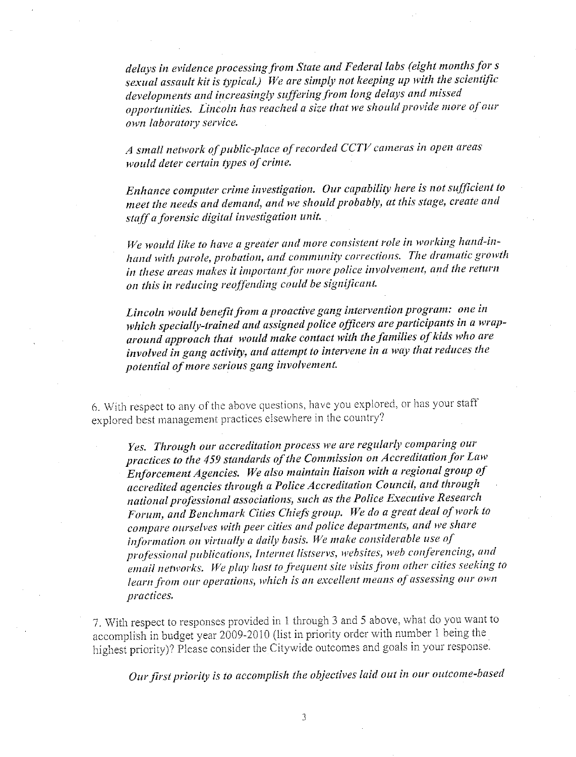*delays in evidence processing from State and Federal labs (eight months for s sexual assault kit is typical.) We are simply not keeping up with the scientific developments and increasingly suffering from long delays and missed opportunities. Lincoln has reached a size that we should provide more of our own laboratory service.*

*A small network of public-place of recorded CCTV cameras in open areas would deter certain types of crime.*

*Enhance computer crime investigation. Our capability here is not sufficient to meet the needs and demand, and we should probably, at this stage, create and staff a forensic digital investigation unit.*

*We would like to have a greater and more consistent role in working hand-in-hand with parole, probation, and community corrections. The dramatic growth in these areas makes it important for more police involvement, and the return on this in reducing reoffending could be significant.*

*Lincoln would benefit from a proactive gang intervention program: one in which specially-trained and assigned police officers are participants in a wrap-around approach that would make contact with the families of kids who are involved in gang activity, and attempt to intervene in a way that reduces the potential of more serious gang involvement.*

6. With respect to any of the above questions, have you explored, or has your staff explored best management practices elsewhere in the country?

*Yes. Through our accreditation process we are regularly comparing our practices to the 459 standards of the Commission on Accreditation for Law Enforcement Agencies. We also maintain liaison with a regional group of accredited agencies through a Police Accreditation Council, and through national professional associations, such as the Police Executive Research Forum, and Benchmark Cities Chiefs group. We do a great deal of work to compare ourselves with peer cities and police departments, and we share information on virtually a daily basis. We make considerable use of professional publications, Internet listservs, websites, web conferencing, and email networks. We play host to frequent site visits from other cities seeking to learn from our operations, which is an excellent means of assessing our own practices.*

7. With respect to responses provided in 1 through 3 and 5 above, what do you want to accomplish in budget year 2009-2010 (list in priority order with number 1 being the highest priority)? Please consider the Citywide outcomes and goals in your response.

*Our first priority is to accomplish the objectives laid out in our outcome-based*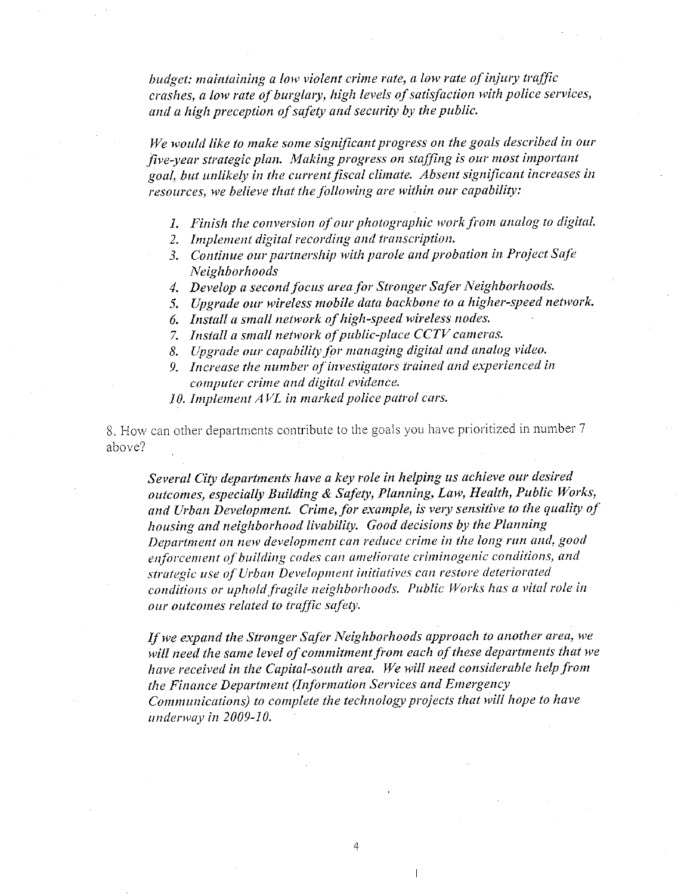*budget: maintaining a low violent crime rate, a low rate of injury traffic crashes, a low rate of burglary, high levels of satisfaction with police services, and a high preception of safety and security by the public.*

*We would like to make some significant progress on the goals described in our five-year strategic plan. Making progress on staffing is our most important goal, but unlikely in the current fiscal climate. Absent significant increases in resources, we believe that the following are within our capability:*

1. *Finish the conversion of our photographic work from analog to digital.*
2. *Implement digital recording and transcription.*
3. *Continue our partnership with parole and probation in Project Safe Neighborhoods*
4. *Develop a second focus area for Stronger Safer Neighborhoods.*
5. *Upgrade our wireless mobile data backbone to a higher-speed network.*
6. *Install a small network of high-speed wireless nodes.*
7. *Install a small network of public-place CCTV cameras.*
8. *Upgrade our capability for managing digital and analog video.*
9. *Increase the number of investigators trained and experienced in computer crime and digital evidence.*
10. *Implement AVL in marked police patrol cars.*

8. How can other departments contribute to the goals you have prioritized in number 7 above?

*Several City departments have a key role in helping us achieve our desired outcomes, especially Building & Safety, Planning, Law, Health, Public Works, and Urban Development. Crime, for example, is very sensitive to the quality of housing and neighborhood livability. Good decisions by the Planning Department on new development can reduce crime in the long run and, good enforcement of building codes can ameliorate criminogenic conditions, and strategic use of Urban Development initiatives can restore deteriorated conditions or uphold fragile neighborhoods. Public Works has a vital role in our outcomes related to traffic safety.*

*If we expand the Stronger Safer Neighborhoods approach to another area, we will need the same level of commitment from each of these departments that we have received in the Capital-south area. We will need considerable help from the Finance Department (Information Services and Emergency Communications) to complete the technology projects that will hope to have underway in 2009-10.*